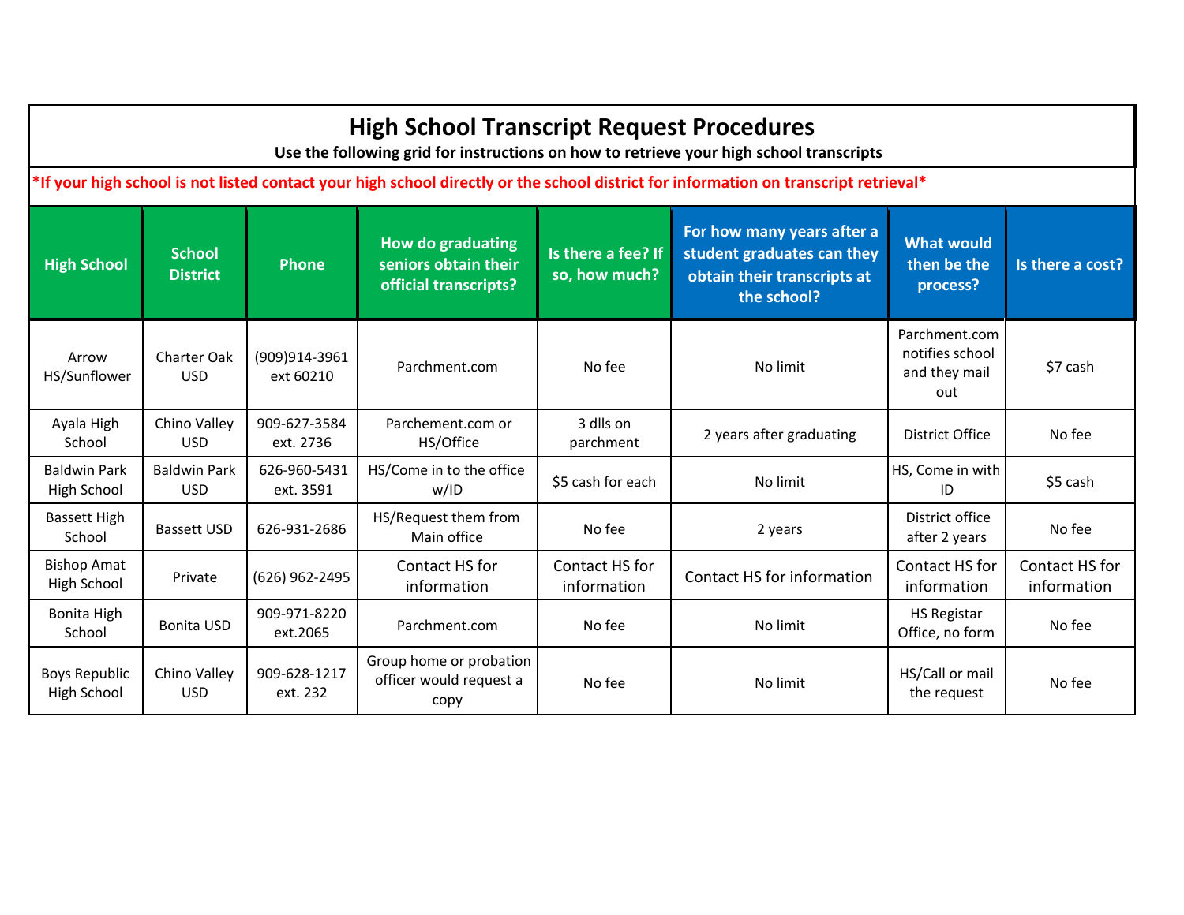# High School Transcript Request Procedures

**Use the following grid for instructions on how to retrieve your high school transcripts**

***If your high school is not listed contact your high school directly or the school district for information on transcript retrieval***

| High School | School District | Phone | How do graduating seniors obtain their official transcripts? | Is there a fee? If so, how much? | For how many years after a student graduates can they obtain their transcripts at the school? | What would then be the process? | Is there a cost? |
|---|---|---|---|---|---|---|---|
| Arrow HS/Sunflower | Charter Oak USD | (909)914-3961 ext 60210 | Parchment.com | No fee | No limit | Parchment.com notifies school and they mail out | $7 cash |
| Ayala High School | Chino Valley USD | 909-627-3584 ext. 2736 | Parchement.com or HS/Office | 3 dlls on parchment | 2 years after graduating | District Office | No fee |
| Baldwin Park High School | Baldwin Park USD | 626-960-5431 ext. 3591 | HS/Come in to the office w/ID | $5 cash for each | No limit | HS, Come in with ID | $5 cash |
| Bassett High School | Bassett USD | 626-931-2686 | HS/Request them from Main office | No fee | 2 years | District office after 2 years | No fee |
| Bishop Amat High School | Private | (626) 962-2495 | Contact HS for information | Contact HS for information | Contact HS for information | Contact HS for information | Contact HS for information |
| Bonita High School | Bonita USD | 909-971-8220 ext.2065 | Parchment.com | No fee | No limit | HS Registar Office, no form | No fee |
| Boys Republic High School | Chino Valley USD | 909-628-1217 ext. 232 | Group home or probation officer would request a copy | No fee | No limit | HS/Call or mail the request | No fee |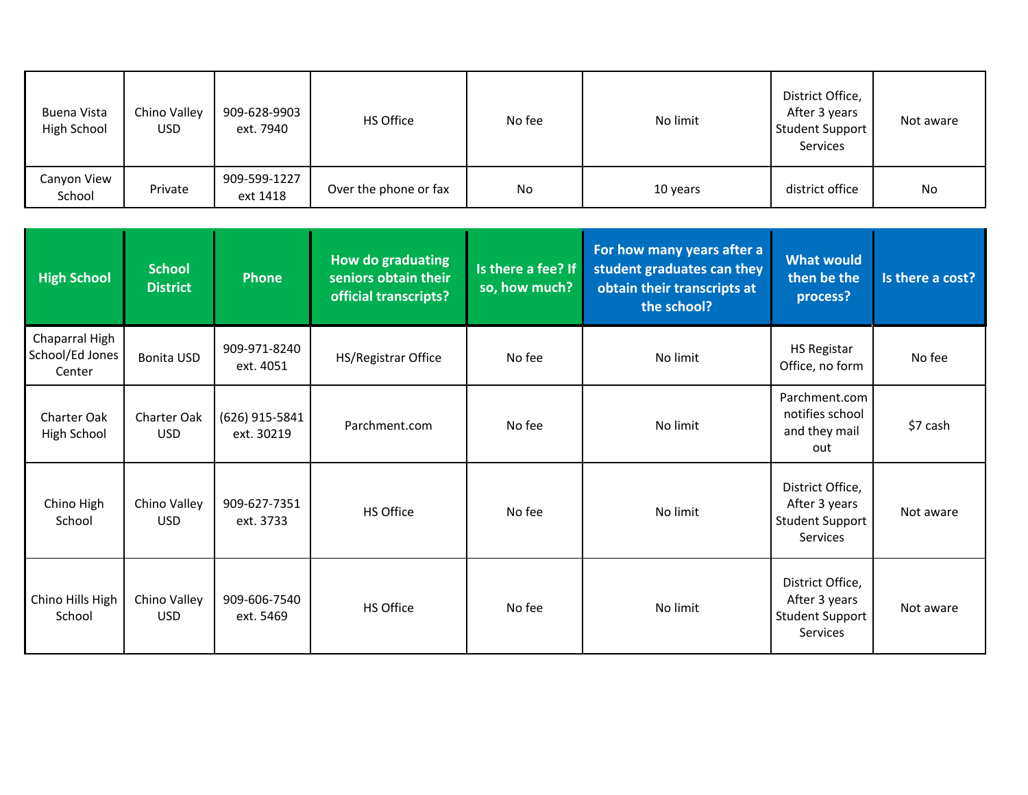| Buena Vista High School | Chino Valley USD | 909-628-9903 ext. 7940 | HS Office | No fee | No limit | District Office, After 3 years Student Support Services | Not aware |
|---|---|---|---|---|---|---|---|
| Canyon View School | Private | 909-599-1227 ext 1418 | Over the phone or fax | No | 10 years | district office | No |

| High School | School District | Phone | How do graduating seniors obtain their official transcripts? | Is there a fee? If so, how much? | For how many years after a student graduates can they obtain their transcripts at the school? | What would then be the process? | Is there a cost? |
|---|---|---|---|---|---|---|---|
| Chaparral High School/Ed Jones Center | Bonita USD | 909-971-8240 ext. 4051 | HS/Registrar Office | No fee | No limit | HS Registar Office, no form | No fee |
| Charter Oak High School | Charter Oak USD | (626) 915-5841 ext. 30219 | Parchment.com | No fee | No limit | Parchment.com notifies school and they mail out | $7 cash |
| Chino High School | Chino Valley USD | 909-627-7351 ext. 3733 | HS Office | No fee | No limit | District Office, After 3 years Student Support Services | Not aware |
| Chino Hills High School | Chino Valley USD | 909-606-7540 ext. 5469 | HS Office | No fee | No limit | District Office, After 3 years Student Support Services | Not aware |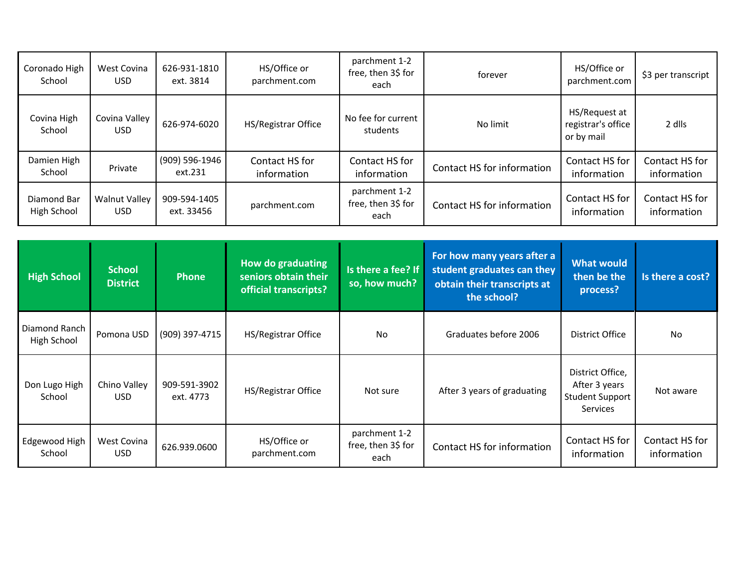| Coronado High School | West Covina USD | 626-931-1810 ext. 3814 | HS/Office or parchment.com | parchment 1-2 free, then 3$ for each | forever | HS/Office or parchment.com | $3 per transcript |
|---|---|---|---|---|---|---|---|
| Covina High School | Covina Valley USD | 626-974-6020 | HS/Registrar Office | No fee for current students | No limit | HS/Request at registrar's office or by mail | 2 dlls |
| Damien High School | Private | (909) 596-1946 ext.231 | Contact HS for information | Contact HS for information | Contact HS for information | Contact HS for information | Contact HS for information |
| Diamond Bar High School | Walnut Valley USD | 909-594-1405 ext. 33456 | parchment.com | parchment 1-2 free, then 3$ for each | Contact HS for information | Contact HS for information | Contact HS for information |

| High School | School District | Phone | How do graduating seniors obtain their official transcripts? | Is there a fee? If so, how much? | For how many years after a student graduates can they obtain their transcripts at the school? | What would then be the process? | Is there a cost? |
|---|---|---|---|---|---|---|---|
| Diamond Ranch High School | Pomona USD | (909) 397-4715 | HS/Registrar Office | No | Graduates before 2006 | District Office | No |
| Don Lugo High School | Chino Valley USD | 909-591-3902 ext. 4773 | HS/Registrar Office | Not sure | After 3 years of graduating | District Office, After 3 years Student Support Services | Not aware |
| Edgewood High School | West Covina USD | 626.939.0600 | HS/Office or parchment.com | parchment 1-2 free, then 3$ for each | Contact HS for information | Contact HS for information | Contact HS for information |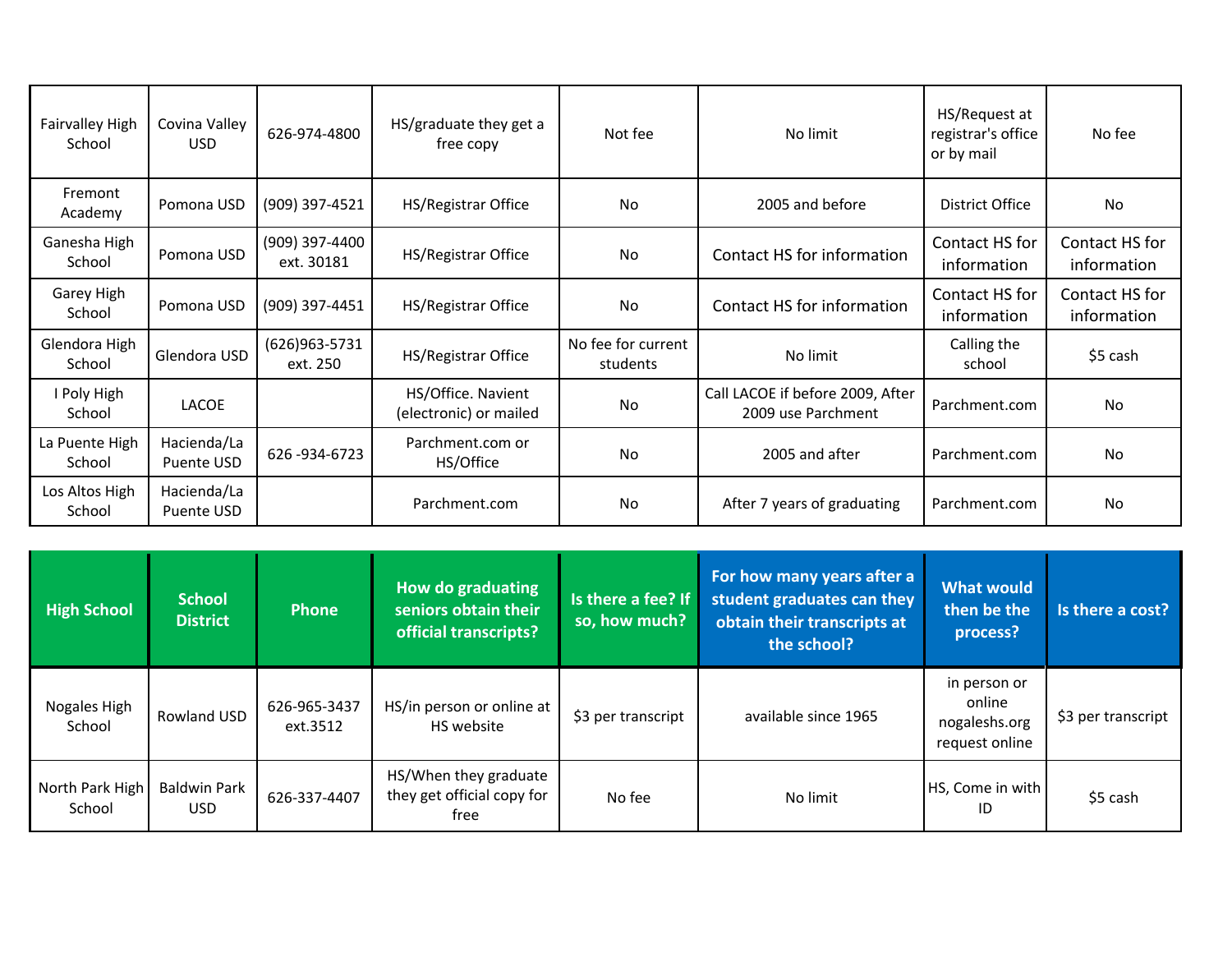| | | | | | | | |
|---|---|---|---|---|---|---|---|
| Fairvalley High School | Covina Valley USD | 626-974-4800 | HS/graduate they get a free copy | Not fee | No limit | HS/Request at registrar's office or by mail | No fee |
| Fremont Academy | Pomona USD | (909) 397-4521 | HS/Registrar Office | No | 2005 and before | District Office | No |
| Ganesha High School | Pomona USD | (909) 397-4400 ext. 30181 | HS/Registrar Office | No | Contact HS for information | Contact HS for information | Contact HS for information |
| Garey High School | Pomona USD | (909) 397-4451 | HS/Registrar Office | No | Contact HS for information | Contact HS for information | Contact HS for information |
| Glendora High School | Glendora USD | (626)963-5731 ext. 250 | HS/Registrar Office | No fee for current students | No limit | Calling the school | $5 cash |
| I Poly High School | LACOE | | HS/Office. Navient (electronic) or mailed | No | Call LACOE if before 2009, After 2009 use Parchment | Parchment.com | No |
| La Puente High School | Hacienda/La Puente USD | 626 -934-6723 | Parchment.com or HS/Office | No | 2005 and after | Parchment.com | No |
| Los Altos High School | Hacienda/La Puente USD | | Parchment.com | No | After 7 years of graduating | Parchment.com | No |

| High School | School District | Phone | How do graduating seniors obtain their official transcripts? | Is there a fee? If so, how much? | For how many years after a student graduates can they obtain their transcripts at the school? | What would then be the process? | Is there a cost? |
|---|---|---|---|---|---|---|---|
| Nogales High School | Rowland USD | 626-965-3437 ext.3512 | HS/in person or online at HS website | $3 per transcript | available since 1965 | in person or online nogaleshs.org request online | $3 per transcript |
| North Park High School | Baldwin Park USD | 626-337-4407 | HS/When they graduate they get official copy for free | No fee | No limit | HS, Come in with ID | $5 cash |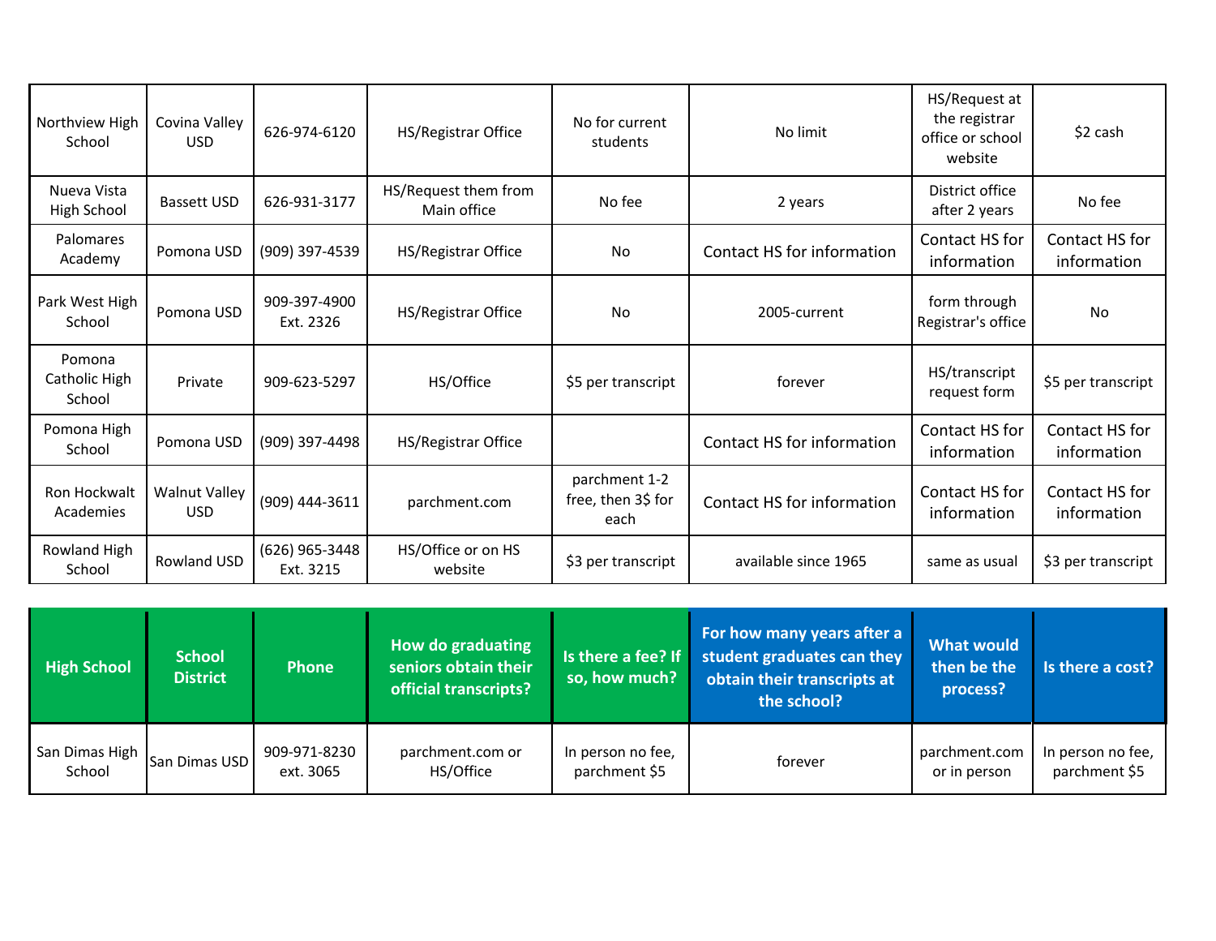| | | | | | | | |
|---|---|---|---|---|---|---|---|
| Northview High School | Covina Valley USD | 626-974-6120 | HS/Registrar Office | No for current students | No limit | HS/Request at the registrar office or school website | $2 cash |
| Nueva Vista High School | Bassett USD | 626-931-3177 | HS/Request them from Main office | No fee | 2 years | District office after 2 years | No fee |
| Palomares Academy | Pomona USD | (909) 397-4539 | HS/Registrar Office | No | Contact HS for information | Contact HS for information | Contact HS for information |
| Park West High School | Pomona USD | 909-397-4900 Ext. 2326 | HS/Registrar Office | No | 2005-current | form through Registrar's office | No |
| Pomona Catholic High School | Private | 909-623-5297 | HS/Office | $5 per transcript | forever | HS/transcript request form | $5 per transcript |
| Pomona High School | Pomona USD | (909) 397-4498 | HS/Registrar Office | | Contact HS for information | Contact HS for information | Contact HS for information |
| Ron Hockwalt Academies | Walnut Valley USD | (909) 444-3611 | parchment.com | parchment 1-2 free, then 3$ for each | Contact HS for information | Contact HS for information | Contact HS for information |
| Rowland High School | Rowland USD | (626) 965-3448 Ext. 3215 | HS/Office or on HS website | $3 per transcript | available since 1965 | same as usual | $3 per transcript |

| High School | School District | Phone | How do graduating seniors obtain their official transcripts? | Is there a fee? If so, how much? | For how many years after a student graduates can they obtain their transcripts at the school? | What would then be the process? | Is there a cost? |
|---|---|---|---|---|---|---|---|
| San Dimas High School | San Dimas USD | 909-971-8230 ext. 3065 | parchment.com or HS/Office | In person no fee, parchment $5 | forever | parchment.com or in person | In person no fee, parchment $5 |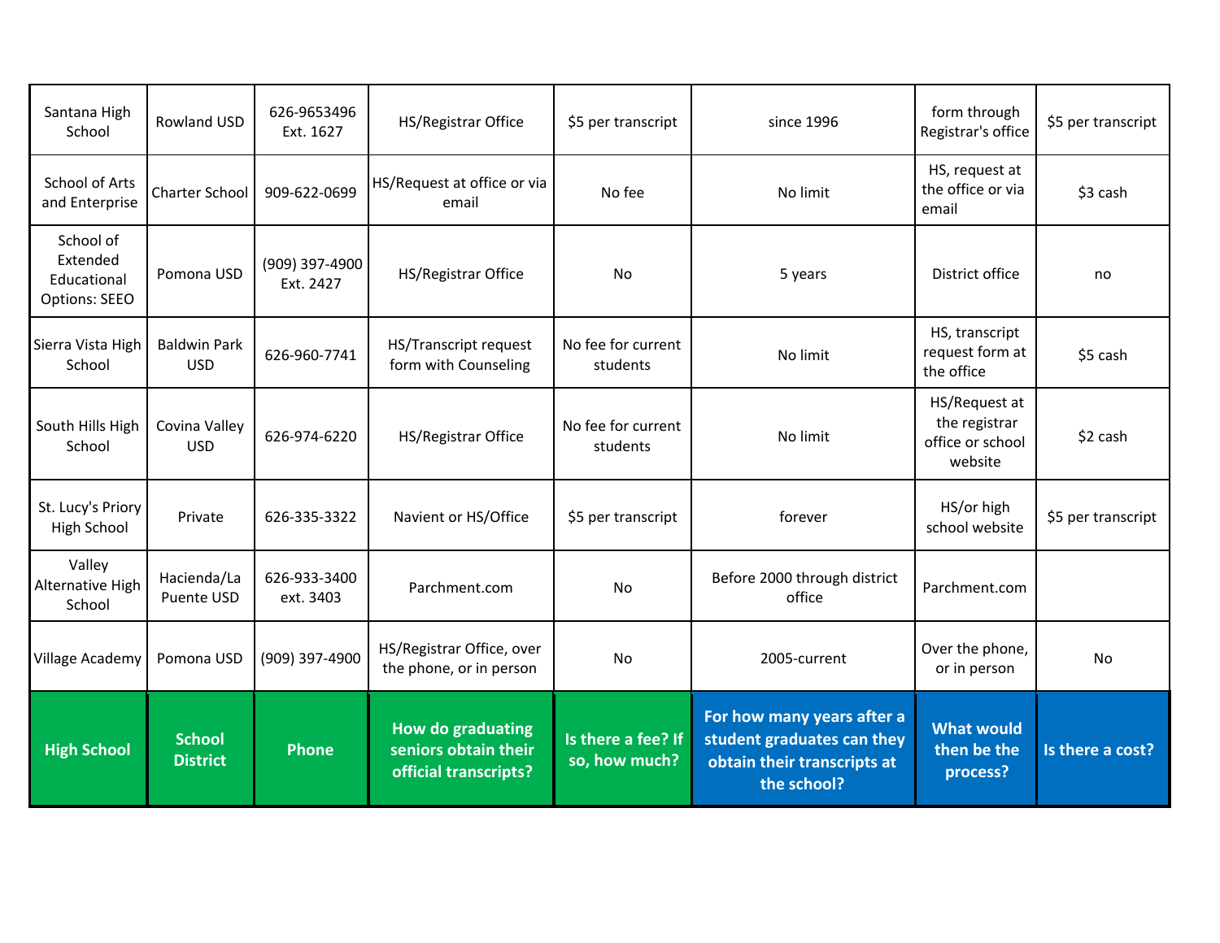| High School | School District | Phone | How do graduating seniors obtain their official transcripts? | Is there a fee? If so, how much? | For how many years after a student graduates can they obtain their transcripts at the school? | What would then be the process? | Is there a cost? |
|---|---|---|---|---|---|---|---|
| Santana High School | Rowland USD | 626-9653496 Ext. 1627 | HS/Registrar Office | $5 per transcript | since 1996 | form through Registrar's office | $5 per transcript |
| School of Arts and Enterprise | Charter School | 909-622-0699 | HS/Request at office or via email | No fee | No limit | HS, request at the office or via email | $3 cash |
| School of Extended Educational Options: SEEO | Pomona USD | (909) 397-4900 Ext. 2427 | HS/Registrar Office | No | 5 years | District office | no |
| Sierra Vista High School | Baldwin Park USD | 626-960-7741 | HS/Transcript request form with Counseling | No fee for current students | No limit | HS, transcript request form at the office | $5 cash |
| South Hills High School | Covina Valley USD | 626-974-6220 | HS/Registrar Office | No fee for current students | No limit | HS/Request at the registrar office or school website | $2 cash |
| St. Lucy's Priory High School | Private | 626-335-3322 | Navient or HS/Office | $5 per transcript | forever | HS/or high school website | $5 per transcript |
| Valley Alternative High School | Hacienda/La Puente USD | 626-933-3400 ext. 3403 | Parchment.com | No | Before 2000 through district office | Parchment.com | |
| Village Academy | Pomona USD | (909) 397-4900 | HS/Registrar Office, over the phone, or in person | No | 2005-current | Over the phone, or in person | No |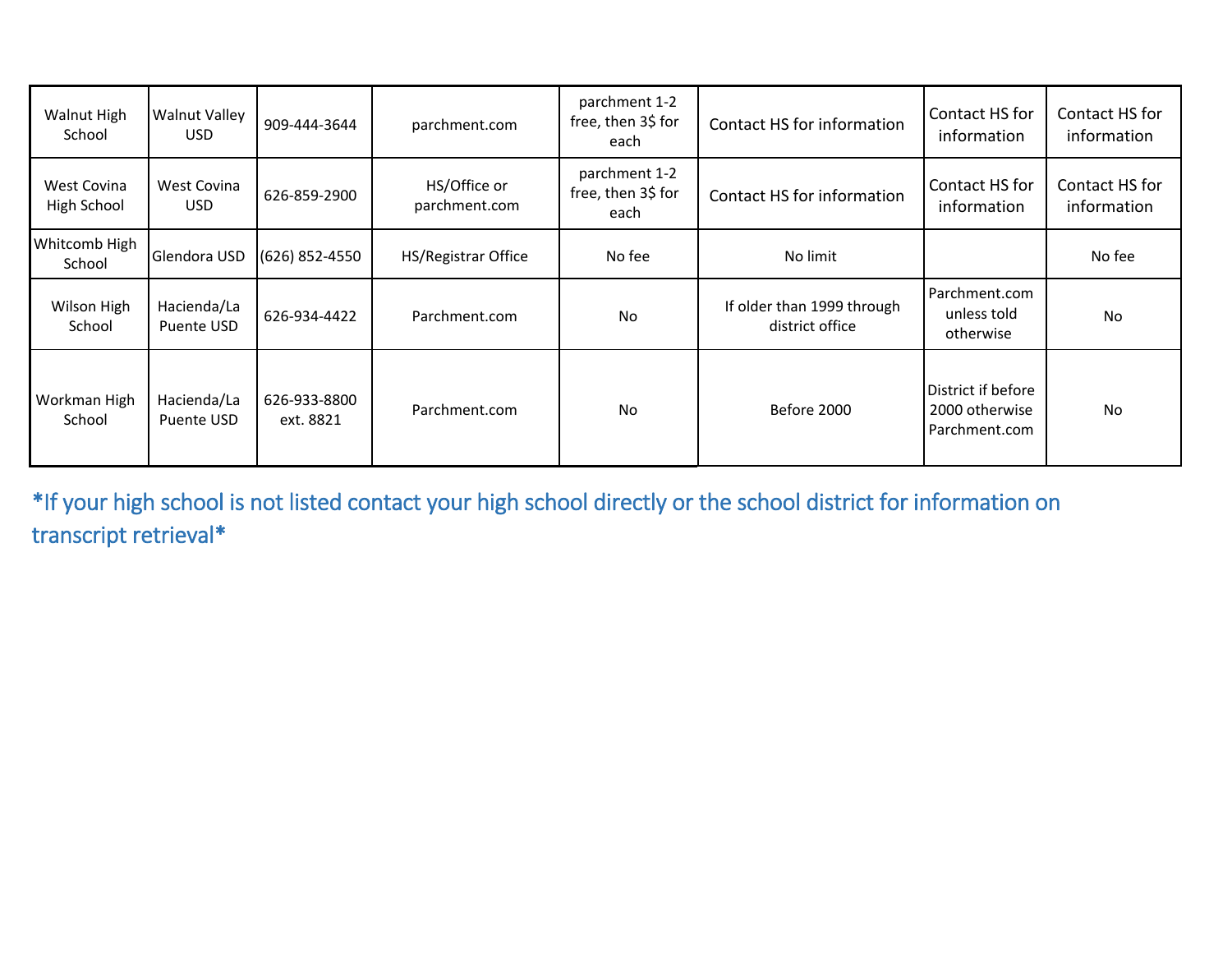| | | | | | | | |
|---|---|---|---|---|---|---|---|
| Walnut High School | Walnut Valley USD | 909-444-3644 | parchment.com | parchment 1-2 free, then 3$ for each | Contact HS for information | Contact HS for information | Contact HS for information |
| West Covina High School | West Covina USD | 626-859-2900 | HS/Office or parchment.com | parchment 1-2 free, then 3$ for each | Contact HS for information | Contact HS for information | Contact HS for information |
| Whitcomb High School | Glendora USD | (626) 852-4550 | HS/Registrar Office | No fee | No limit | | No fee |
| Wilson High School | Hacienda/La Puente USD | 626-934-4422 | Parchment.com | No | If older than 1999 through district office | Parchment.com unless told otherwise | No |
| Workman High School | Hacienda/La Puente USD | 626-933-8800 ext. 8821 | Parchment.com | No | Before 2000 | District if before 2000 otherwise Parchment.com | No |

*If your high school is not listed contact your high school directly or the school district for information on transcript retrieval*